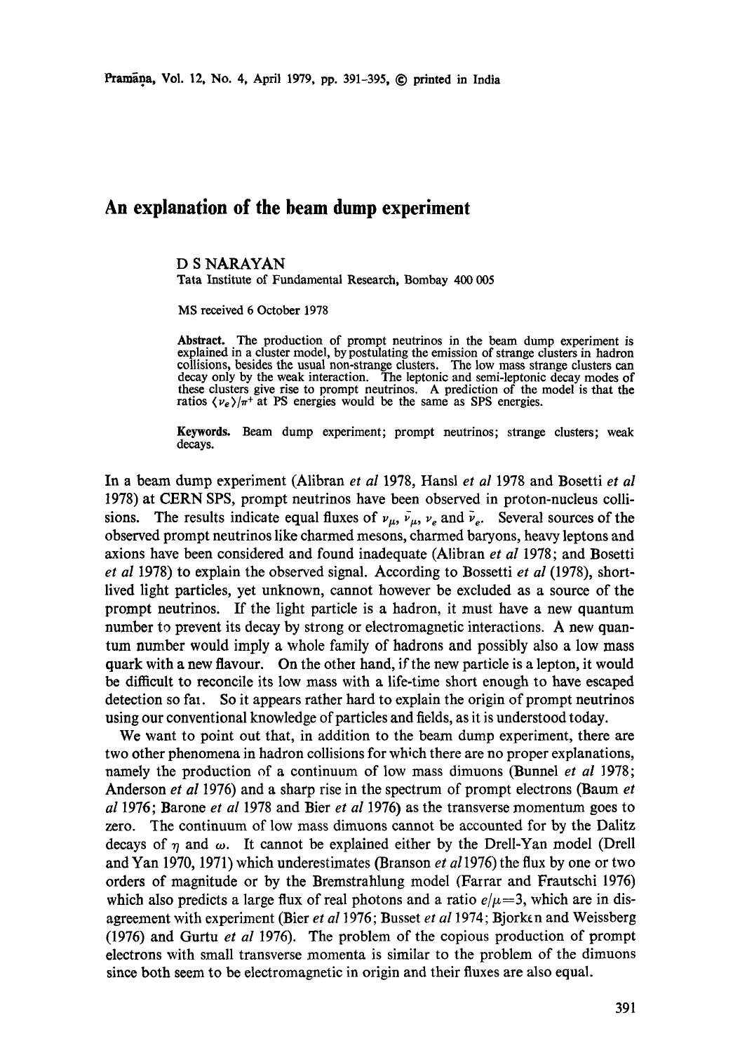# An explanation of the beam dump experiment

D S NARAYAN

Tata Institute of Fundamental Research, Bombay 400 005

MS received 6 October 1978

**Abstract.** The production of prompt neutrinos in the beam dump experiment is explained in a cluster model, by postulating the emission of strange clusters in hadron collisions, besides the usual non-strange clusters. The low mass strange clusters can decay only by the weak interaction. The leptonic and semi-leptonic decay modes of these clusters give rise to prompt neutrinos. A prediction of the model is that the ratios $\langle \nu_e \rangle / \pi^+$ at PS energies would be the same as SPS energies.

**Keywords.** Beam dump experiment; prompt neutrinos; strange clusters; weak decays.

In a beam dump experiment (Alibran *et al* 1978, Hansl *et al* 1978 and Bosetti *et al* 1978) at CERN SPS, prompt neutrinos have been observed in proton-nucleus collisions. The results indicate equal fluxes of $\nu_\mu$, $\bar{\nu}_\mu$, $\nu_e$ and $\bar{\nu}_e$. Several sources of the observed prompt neutrinos like charmed mesons, charmed baryons, heavy leptons and axions have been considered and found inadequate (Alibran *et al* 1978; and Bosetti *et al* 1978) to explain the observed signal. According to Bossetti *et al* (1978), short-lived light particles, yet unknown, cannot however be excluded as a source of the prompt neutrinos. If the light particle is a hadron, it must have a new quantum number to prevent its decay by strong or electromagnetic interactions. A new quantum number would imply a whole family of hadrons and possibly also a low mass quark with a new flavour. On the other hand, if the new particle is a lepton, it would be difficult to reconcile its low mass with a life-time short enough to have escaped detection so far. So it appears rather hard to explain the origin of prompt neutrinos using our conventional knowledge of particles and fields, as it is understood today.

We want to point out that, in addition to the beam dump experiment, there are two other phenomena in hadron collisions for which there are no proper explanations, namely the production of a continuum of low mass dimuons (Bunnel *et al* 1978; Anderson *et al* 1976) and a sharp rise in the spectrum of prompt electrons (Baum *et al* 1976; Barone *et al* 1978 and Bier *et al* 1976) as the transverse momentum goes to zero. The continuum of low mass dimuons cannot be accounted for by the Dalitz decays of $\eta$ and $\omega$. It cannot be explained either by the Drell-Yan model (Drell and Yan 1970, 1971) which underestimates (Branson *et al* 1976) the flux by one or two orders of magnitude or by the Bremstrahlung model (Farrar and Frautschi 1976) which also predicts a large flux of real photons and a ratio $e/\mu = 3$, which are in disagreement with experiment (Bier *et al* 1976; Busset *et al* 1974; Bjorken and Weissberg (1976) and Gurtu *et al* 1976). The problem of the copious production of prompt electrons with small transverse momenta is similar to the problem of the dimuons since both seem to be electromagnetic in origin and their fluxes are also equal.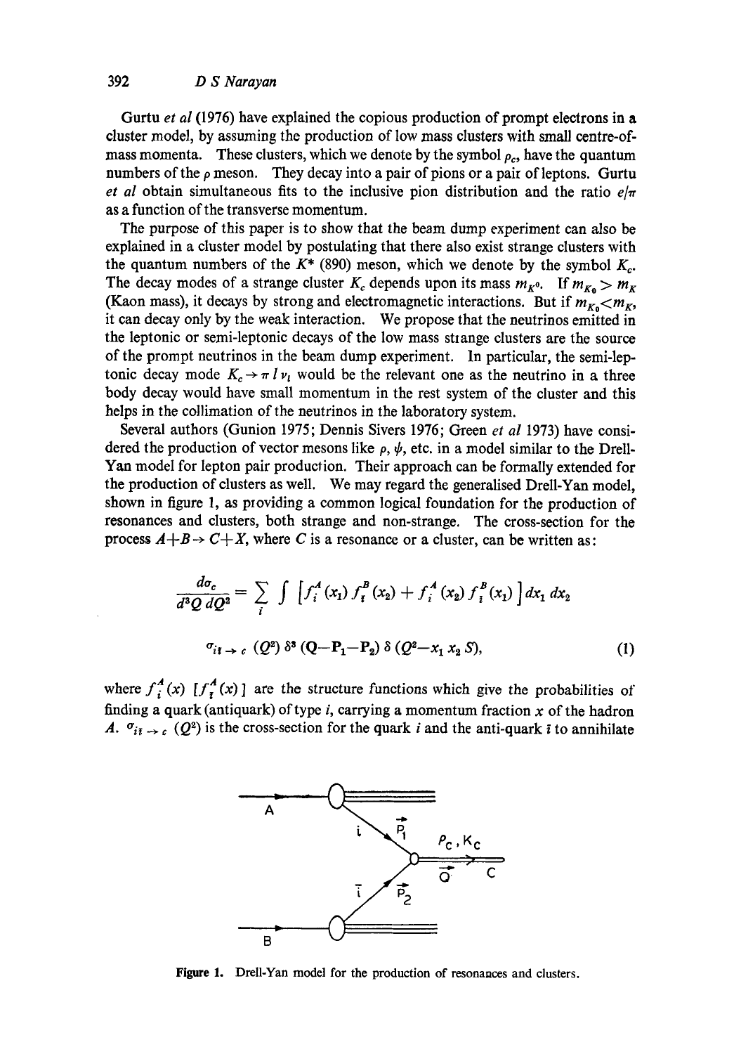Gurtu *et al* (1976) have explained the copious production of prompt electrons in a cluster model, by assuming the production of low mass clusters with small centre-of-mass momenta. These clusters, which we denote by the symbol $\rho_c$, have the quantum numbers of the $\rho$ meson. They decay into a pair of pions or a pair of leptons. Gurtu *et al* obtain simultaneous fits to the inclusive pion distribution and the ratio $e/\pi$ as a function of the transverse momentum.

The purpose of this paper is to show that the beam dump experiment can also be explained in a cluster model by postulating that there also exist strange clusters with the quantum numbers of the $K^*$ (890) meson, which we denote by the symbol $K_c$. The decay modes of a strange cluster $K_c$ depends upon its mass $m_{K^0}$. If $m_{K_0} > m_K$ (Kaon mass), it decays by strong and electromagnetic interactions. But if $m_{K_0} < m_K$, it can decay only by the weak interaction. We propose that the neutrinos emitted in the leptonic or semi-leptonic decays of the low mass strange clusters are the source of the prompt neutrinos in the beam dump experiment. In particular, the semi-leptonic decay mode $K_c \to \pi\, l\, \nu_l$ would be the relevant one as the neutrino in a three body decay would have small momentum in the rest system of the cluster and this helps in the collimation of the neutrinos in the laboratory system.

Several authors (Gunion 1975; Dennis Sivers 1976; Green *et al* 1973) have considered the production of vector mesons like $\rho$, $\psi$, etc. in a model similar to the Drell-Yan model for lepton pair production. Their approach can be formally extended for the production of clusters as well. We may regard the generalised Drell-Yan model, shown in figure 1, as providing a common logical foundation for the production of resonances and clusters, both strange and non-strange. The cross-section for the process $A+B \to C+X$, where $C$ is a resonance or a cluster, can be written as:

$$\frac{d\sigma_c}{d^3Q\, dQ^2} = \sum_i \int \left[ f_i^A(x_1)\, f_{\bar{i}}^B(x_2) + f_i^A(x_2)\, f_{\bar{i}}^B(x_1) \right] dx_1\, dx_2$$

$$\sigma_{i\bar{i} \to c}\,(Q^2)\, \delta^3\,(\mathbf{Q}-\mathbf{P}_1-\mathbf{P}_2)\, \delta\,(Q^2 - x_1 x_2 S), \tag{1}$$

where $f_i^A(x)$ $[f_{\bar{i}}^A(x)]$ are the structure functions which give the probabilities of finding a quark (antiquark) of type $i$, carrying a momentum fraction $x$ of the hadron $A$. $\sigma_{i\bar{i} \to c}\,(Q^2)$ is the cross-section for the quark $i$ and the anti-quark $\bar{i}$ to annihilate

**Figure 1.** Drell-Yan model for the production of resonances and clusters.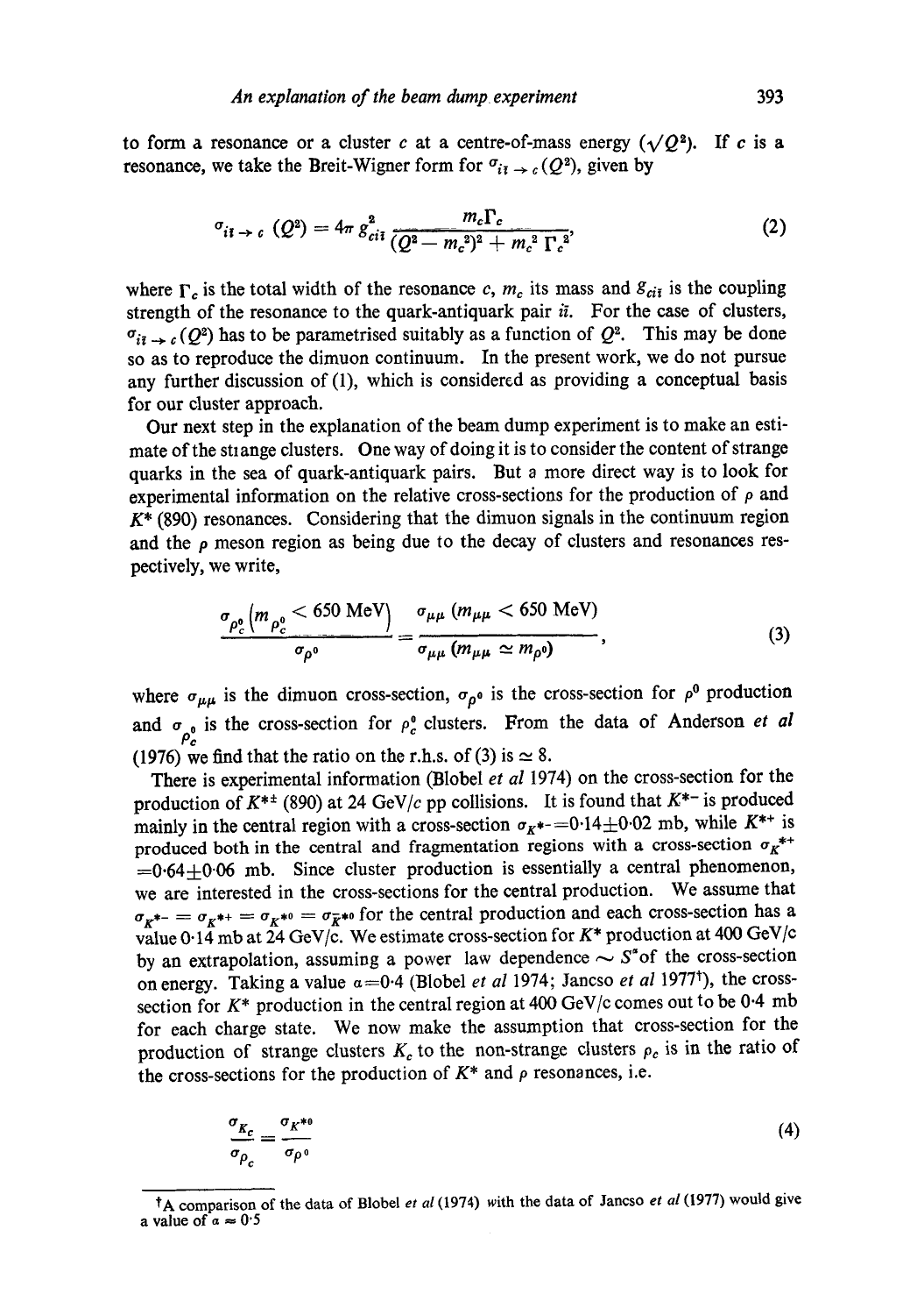to form a resonance or a cluster $c$ at a centre-of-mass energy ($\sqrt{Q^2}$). If $c$ is a resonance, we take the Breit-Wigner form for $\sigma_{i\bar{i} \to c}(Q^2)$, given by

$$\sigma_{i\bar{i} \to c}(Q^2) = 4\pi g_{ci\bar{i}}^2 \frac{m_c \Gamma_c}{(Q^2 - m_c^2)^2 + m_c^2 \Gamma_c^2}, \tag{2}$$

where $\Gamma_c$ is the total width of the resonance $c$, $m_c$ its mass and $g_{ci\bar{i}}$ is the coupling strength of the resonance to the quark-antiquark pair $i\bar{i}$. For the case of clusters, $\sigma_{i\bar{i} \to c}(Q^2)$ has to be parametrised suitably as a function of $Q^2$. This may be done so as to reproduce the dimuon continuum. In the present work, we do not pursue any further discussion of (1), which is considered as providing a conceptual basis for our cluster approach.

Our next step in the explanation of the beam dump experiment is to make an estimate of the strange clusters. One way of doing it is to consider the content of strange quarks in the sea of quark-antiquark pairs. But a more direct way is to look for experimental information on the relative cross-sections for the production of $\rho$ and $K^*$ (890) resonances. Considering that the dimuon signals in the continuum region and the $\rho$ meson region as being due to the decay of clusters and resonances respectively, we write,

$$\frac{\sigma_{\rho_c^0}\left(m_{\rho_c^0} < 650 \text{ MeV}\right)}{\sigma_{\rho^0}} = \frac{\sigma_{\mu\mu}\,(m_{\mu\mu} < 650 \text{ MeV})}{\sigma_{\mu\mu}\,(m_{\mu\mu} \simeq m_{\rho^0})}, \tag{3}$$

where $\sigma_{\mu\mu}$ is the dimuon cross-section, $\sigma_{\rho^0}$ is the cross-section for $\rho^0$ production and $\sigma_{\rho_c^0}$ is the cross-section for $\rho_c^0$ clusters. From the data of Anderson *et al* (1976) we find that the ratio on the r.h.s. of (3) is $\simeq 8$.

There is experimental information (Blobel *et al* 1974) on the cross-section for the production of $K^{*\pm}$ (890) at 24 GeV/$c$ pp collisions. It is found that $K^{*-}$ is produced mainly in the central region with a cross-section $\sigma_{K^{*-}} = 0{\cdot}14 \pm 0{\cdot}02$ mb, while $K^{*+}$ is produced both in the central and fragmentation regions with a cross-section $\sigma_{K^{*+}} = 0{\cdot}64 \pm 0{\cdot}06$ mb. Since cluster production is essentially a central phenomenon, we are interested in the cross-sections for the central production. We assume that $\sigma_{K^{*-}} = \sigma_{K^{*+}} = \sigma_{K^{*0}} = \sigma_{\bar{K}^{*0}}$ for the central production and each cross-section has a value 0·14 mb at 24 GeV/$c$. We estimate cross-section for $K^*$ production at 400 GeV/$c$ by an extrapolation, assuming a power law dependence $\sim S^a$ of the cross-section on energy. Taking a value $a = 0{\cdot}4$ (Blobel *et al* 1974; Jancso *et al* 1977†), the cross-section for $K^*$ production in the central region at 400 GeV/$c$ comes out to be 0·4 mb for each charge state. We now make the assumption that cross-section for the production of strange clusters $K_c$ to the non-strange clusters $\rho_c$ is in the ratio of the cross-sections for the production of $K^*$ and $\rho$ resonances, i.e.

$$\frac{\sigma_{K_c}}{\sigma_{\rho_c}} = \frac{\sigma_{K^{*0}}}{\sigma_{\rho^0}} \tag{4}$$

†A comparison of the data of Blobel *et al* (1974) with the data of Jancso *et al* (1977) would give a value of $a \approx 0{\cdot}5$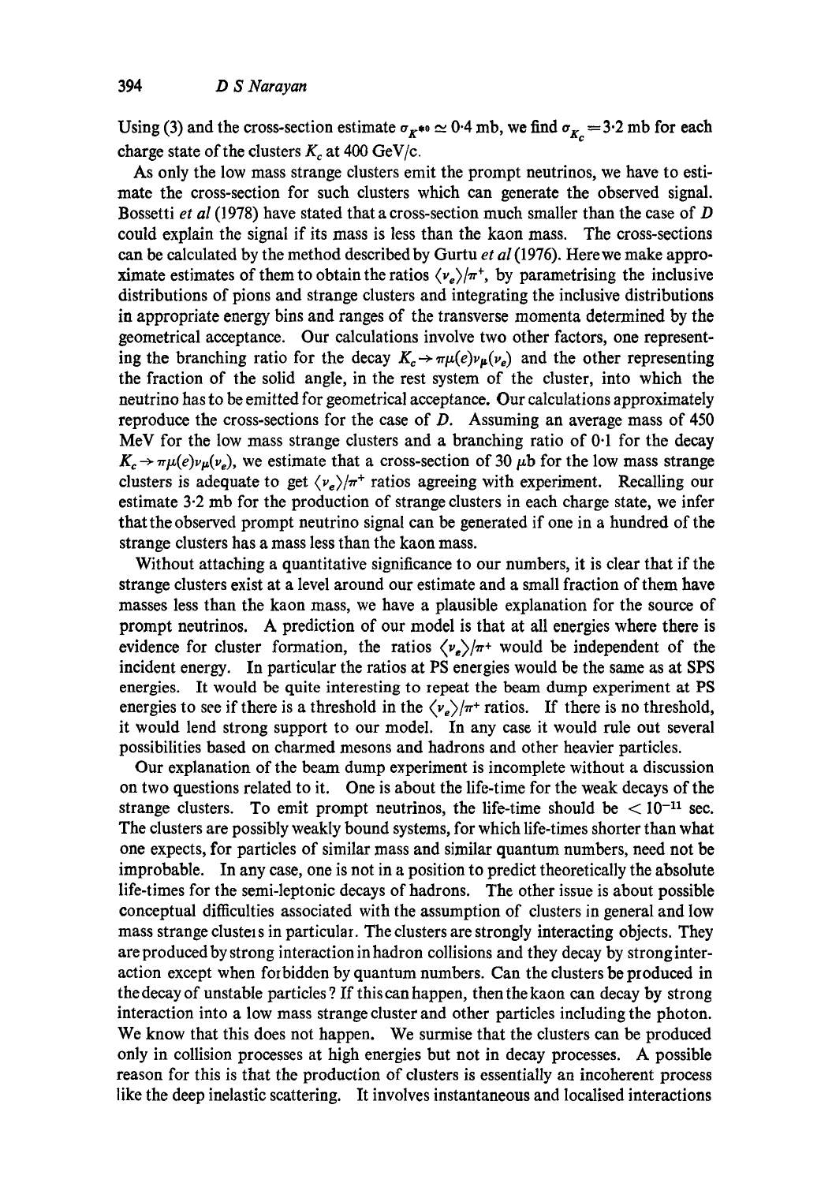Using (3) and the cross-section estimate $\sigma_{K^{*0}} \simeq 0.4$ mb, we find $\sigma_{K_c} = 3.2$ mb for each charge state of the clusters $K_c$ at 400 GeV/c.

As only the low mass strange clusters emit the prompt neutrinos, we have to estimate the cross-section for such clusters which can generate the observed signal. Bossetti *et al* (1978) have stated that a cross-section much smaller than the case of $D$ could explain the signal if its mass is less than the kaon mass. The cross-sections can be calculated by the method described by Gurtu *et al* (1976). Here we make approximate estimates of them to obtain the ratios $\langle \nu_e \rangle / \pi^+$, by parametrising the inclusive distributions of pions and strange clusters and integrating the inclusive distributions in appropriate energy bins and ranges of the transverse momenta determined by the geometrical acceptance. Our calculations involve two other factors, one representing the branching ratio for the decay $K_c \to \pi \mu(e) \nu_\mu(\nu_e)$ and the other representing the fraction of the solid angle, in the rest system of the cluster, into which the neutrino has to be emitted for geometrical acceptance. Our calculations approximately reproduce the cross-sections for the case of $D$. Assuming an average mass of 450 MeV for the low mass strange clusters and a branching ratio of 0·1 for the decay $K_c \to \pi \mu(e) \nu_\mu(\nu_e)$, we estimate that a cross-section of 30 $\mu$b for the low mass strange clusters is adequate to get $\langle \nu_e \rangle / \pi^+$ ratios agreeing with experiment. Recalling our estimate 3·2 mb for the production of strange clusters in each charge state, we infer that the observed prompt neutrino signal can be generated if one in a hundred of the strange clusters has a mass less than the kaon mass.

Without attaching a quantitative significance to our numbers, it is clear that if the strange clusters exist at a level around our estimate and a small fraction of them have masses less than the kaon mass, we have a plausible explanation for the source of prompt neutrinos. A prediction of our model is that at all energies where there is evidence for cluster formation, the ratios $\langle \nu_e \rangle / \pi^+$ would be independent of the incident energy. In particular the ratios at PS energies would be the same as at SPS energies. It would be quite interesting to repeat the beam dump experiment at PS energies to see if there is a threshold in the $\langle \nu_e \rangle / \pi^+$ ratios. If there is no threshold, it would lend strong support to our model. In any case it would rule out several possibilities based on charmed mesons and hadrons and other heavier particles.

Our explanation of the beam dump experiment is incomplete without a discussion on two questions related to it. One is about the life-time for the weak decays of the strange clusters. To emit prompt neutrinos, the life-time should be $< 10^{-11}$ sec. The clusters are possibly weakly bound systems, for which life-times shorter than what one expects, for particles of similar mass and similar quantum numbers, need not be improbable. In any case, one is not in a position to predict theoretically the absolute life-times for the semi-leptonic decays of hadrons. The other issue is about possible conceptual difficulties associated with the assumption of clusters in general and low mass strange clusters in particular. The clusters are strongly interacting objects. They are produced by strong interaction in hadron collisions and they decay by strong interaction except when forbidden by quantum numbers. Can the clusters be produced in the decay of unstable particles? If this can happen, then the kaon can decay by strong interaction into a low mass strange cluster and other particles including the photon. We know that this does not happen. We surmise that the clusters can be produced only in collision processes at high energies but not in decay processes. A possible reason for this is that the production of clusters is essentially an incoherent process like the deep inelastic scattering. It involves instantaneous and localised interactions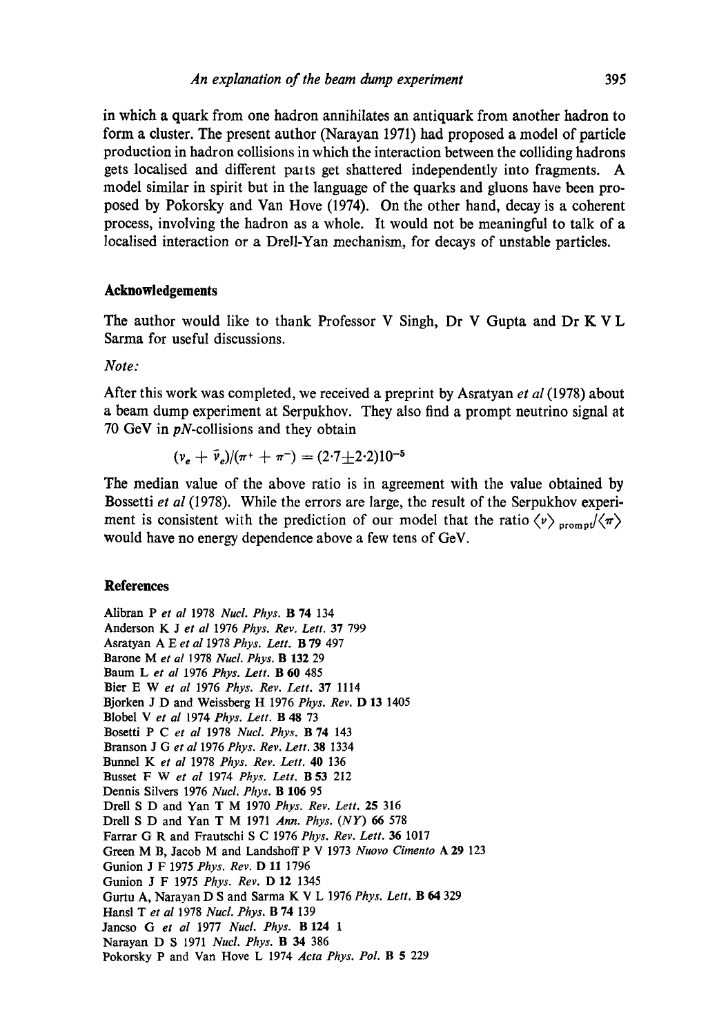in which a quark from one hadron annihilates an antiquark from another hadron to form a cluster. The present author (Narayan 1971) had proposed a model of particle production in hadron collisions in which the interaction between the colliding hadrons gets localised and different parts get shattered independently into fragments. A model similar in spirit but in the language of the quarks and gluons have been proposed by Pokorsky and Van Hove (1974). On the other hand, decay is a coherent process, involving the hadron as a whole. It would not be meaningful to talk of a localised interaction or a Drell-Yan mechanism, for decays of unstable particles.

## Acknowledgements

The author would like to thank Professor V Singh, Dr V Gupta and Dr K V L Sarma for useful discussions.

*Note:*

After this work was completed, we received a preprint by Asratyan *et al* (1978) about a beam dump experiment at Serpukhov. They also find a prompt neutrino signal at 70 GeV in $pN$-collisions and they obtain

$$(\nu_e + \bar{\nu}_e)/(\pi^+ + \pi^-) = (2 \cdot 7 \pm 2 \cdot 2) 10^{-5}$$

The median value of the above ratio is in agreement with the value obtained by Bossetti *et al* (1978). While the errors are large, the result of the Serpukhov experiment is consistent with the prediction of our model that the ratio $\langle \nu \rangle_{\text{prompt}}/\langle \pi \rangle$ would have no energy dependence above a few tens of GeV.

## References

Alibran P *et al* 1978 *Nucl. Phys.* **B 74** 134
Anderson K J *et al* 1976 *Phys. Rev. Lett.* **37** 799
Asratyan A E *et al* 1978 *Phys. Lett.* **B 79** 497
Barone M *et al* 1978 *Nucl. Phys.* **B 132** 29
Baum L *et al* 1976 *Phys. Lett.* **B 60** 485
Bier E W *et al* 1976 *Phys. Rev. Lett.* **37** 1114
Bjorken J D and Weissberg H 1976 *Phys. Rev.* **D 13** 1405
Blobel V *et al* 1974 *Phys. Lett.* **B 48** 73
Bosetti P C *et al* 1978 *Nucl. Phys.* **B 74** 143
Branson J G *et al* 1976 *Phys. Rev. Lett.* **38** 1334
Bunnel K *et al* 1978 *Phys. Rev. Lett.* **40** 136
Busset F W *et al* 1974 *Phys. Lett.* **B 53** 212
Dennis Silvers 1976 *Nucl. Phys.* **B 106** 95
Drell S D and Yan T M 1970 *Phys. Rev. Lett.* **25** 316
Drell S D and Yan T M 1971 *Ann. Phys. (NY)* **66** 578
Farrar G R and Frautschi S C 1976 *Phys. Rev. Lett.* **36** 1017
Green M B, Jacob M and Landshoff P V 1973 *Nuovo Cimento* **A 29** 123
Gunion J F 1975 *Phys. Rev.* **D 11** 1796
Gunion J F 1975 *Phys. Rev.* **D 12** 1345
Gurtu A, Narayan D S and Sarma K V L 1976 *Phys. Lett.* **B 64** 329
Hansl T *et al* 1978 *Nucl. Phys.* **B 74** 139
Jancso G *et al* 1977 *Nucl. Phys.* **B 124** 1
Narayan D S 1971 *Nucl. Phys.* **B 34** 386
Pokorsky P and Van Hove L 1974 *Acta Phys. Pol.* **B 5** 229